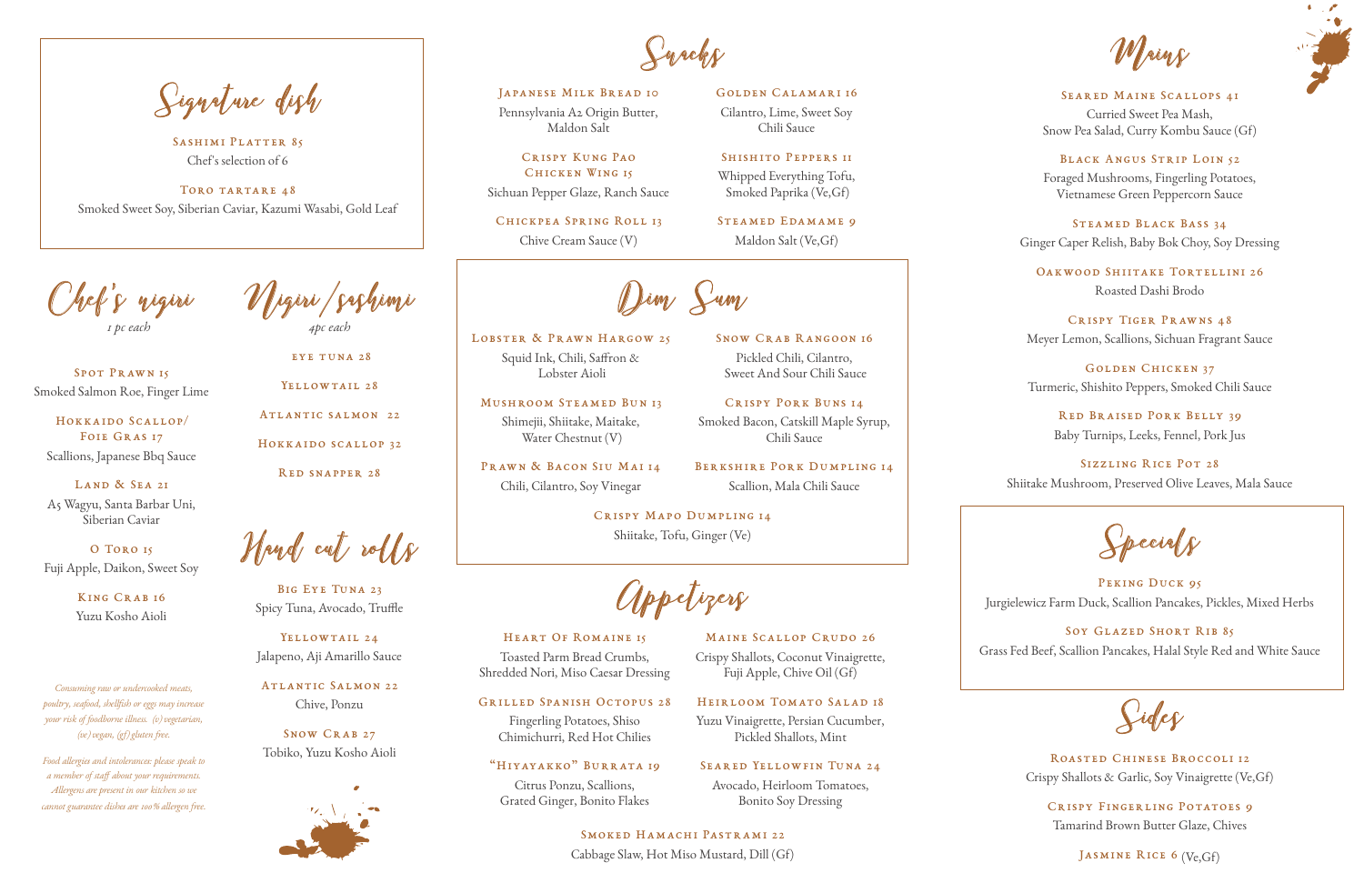## Signature dish

**SASHIMI PLATTER 85**
Chef's selection of 6

**TORO TARTARE 48**
Smoked Sweet Soy, Siberian Caviar, Kazumi Wasabi, Gold Leaf

## Chef's nigiri

*1 pc each*

**SPOT PRAWN 15**
Smoked Salmon Roe, Finger Lime

**HOKKAIDO SCALLOP/ FOIE GRAS 17**
Scallions, Japanese Bbq Sauce

**LAND & SEA 21**
A5 Wagyu, Santa Barbar Uni, Siberian Caviar

**O TORO 15**
Fuji Apple, Daikon, Sweet Soy

**KING CRAB 16**
Yuzu Kosho Aioli

*Consuming raw or undercooked meats, poultry, seafood, shellfish or eggs may increase your risk of foodborne illness. (v) vegetarian, (ve) vegan, (gf) gluten free.*

*Food allergies and intolerances: please speak to a member of staff about your requirements. Allergens are present in our kitchen so we cannot guarantee dishes are 100% allergen free.*

## Nigiri/sashimi

*4pc each*

**EYE TUNA 28**

**YELLOWTAIL 28**

**ATLANTIC SALMON 22**

**HOKKAIDO SCALLOP 32**

**RED SNAPPER 28**

## Hand cut rolls

**BIG EYE TUNA 23**
Spicy Tuna, Avocado, Truffle

**YELLOWTAIL 24**
Jalapeno, Aji Amarillo Sauce

**ATLANTIC SALMON 22**
Chive, Ponzu

**SNOW CRAB 27**
Tobiko, Yuzu Kosho Aioli

## Snacks

**JAPANESE MILK BREAD 10**
Pennsylvania A2 Origin Butter, Maldon Salt

**CRISPY KUNG PAO CHICKEN WING 15**
Sichuan Pepper Glaze, Ranch Sauce

**CHICKPEA SPRING ROLL 13**
Chive Cream Sauce (V)

**GOLDEN CALAMARI 16**
Cilantro, Lime, Sweet Soy Chili Sauce

**SHISHITO PEPPERS 11**
Whipped Everything Tofu, Smoked Paprika (Ve,Gf)

**STEAMED EDAMAME 9**
Maldon Salt (Ve,Gf)

## Dim Sum

**LOBSTER & PRAWN HARGOW 25**
Squid Ink, Chili, Saffron & Lobster Aioli

**MUSHROOM STEAMED BUN 13**
Shimejii, Shiitake, Maitake, Water Chestnut (V)

**PRAWN & BACON SIU MAI 14**
Chili, Cilantro, Soy Vinegar

**SNOW CRAB RANGOON 16**
Pickled Chili, Cilantro, Sweet And Sour Chili Sauce

**CRISPY PORK BUNS 14**
Smoked Bacon, Catskill Maple Syrup, Chili Sauce

**BERKSHIRE PORK DUMPLING 14**
Scallion, Mala Chili Sauce

**CRISPY MAPO DUMPLING 14**
Shiitake, Tofu, Ginger (Ve)

## Appetizers

**HEART OF ROMAINE 15**
Toasted Parm Bread Crumbs, Shredded Nori, Miso Caesar Dressing

**GRILLED SPANISH OCTOPUS 28**
Fingerling Potatoes, Shiso Chimichurri, Red Hot Chilies

**"HIYAYAKKO" BURRATA 19**
Citrus Ponzu, Scallions, Grated Ginger, Bonito Flakes

**MAINE SCALLOP CRUDO 26**
Crispy Shallots, Coconut Vinaigrette, Fuji Apple, Chive Oil (Gf)

**HEIRLOOM TOMATO SALAD 18**
Yuzu Vinaigrette, Persian Cucumber, Pickled Shallots, Mint

**SEARED YELLOWFIN TUNA 24**
Avocado, Heirloom Tomatoes, Bonito Soy Dressing

**SMOKED HAMACHI PASTRAMI 22**
Cabbage Slaw, Hot Miso Mustard, Dill (Gf)

## Mains

**SEARED MAINE SCALLOPS 41**
Curried Sweet Pea Mash, Snow Pea Salad, Curry Kombu Sauce (Gf)

**BLACK ANGUS STRIP LOIN 52**
Foraged Mushrooms, Fingerling Potatoes, Vietnamese Green Peppercorn Sauce

**STEAMED BLACK BASS 34**
Ginger Caper Relish, Baby Bok Choy, Soy Dressing

**OAKWOOD SHIITAKE TORTELLINI 26**
Roasted Dashi Brodo

**CRISPY TIGER PRAWNS 48**
Meyer Lemon, Scallions, Sichuan Fragrant Sauce

**GOLDEN CHICKEN 37**
Turmeric, Shishito Peppers, Smoked Chili Sauce

**RED BRAISED PORK BELLY 39**
Baby Turnips, Leeks, Fennel, Pork Jus

**SIZZLING RICE POT 28**
Shiitake Mushroom, Preserved Olive Leaves, Mala Sauce

## Specials

**PEKING DUCK 95**
Jurgielewicz Farm Duck, Scallion Pancakes, Pickles, Mixed Herbs

**SOY GLAZED SHORT RIB 85**
Grass Fed Beef, Scallion Pancakes, Halal Style Red and White Sauce

## Sides

**ROASTED CHINESE BROCCOLI 12**
Crispy Shallots & Garlic, Soy Vinaigrette (Ve,Gf)

**CRISPY FINGERLING POTATOES 9**
Tamarind Brown Butter Glaze, Chives

**JASMINE RICE 6** (Ve,Gf)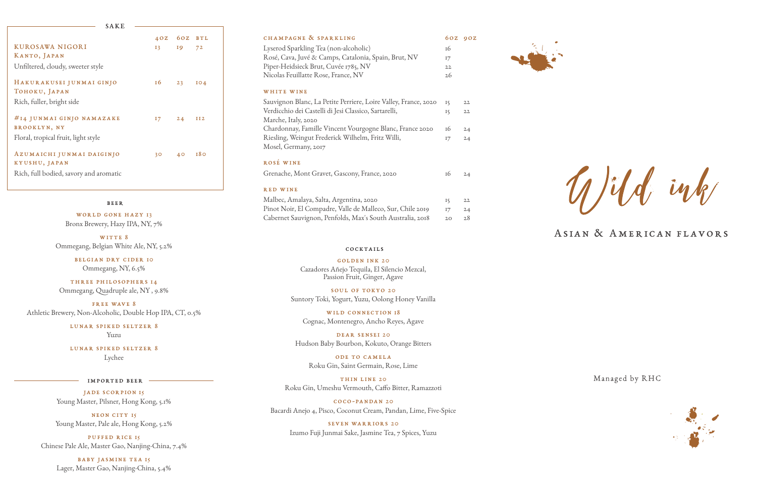## SAKE

| | 4OZ | 6OZ | BTL |
|---|---|---|---|
| **KUROSAWA NIGORI** Kanto, Japan — Unfiltered, cloudy, sweeter style | 13 | 19 | 72 |
| **HAKURAKUSEI JUNMAI GINJO** Tohoku, Japan — Rich, fuller, bright side | 16 | 23 | 104 |
| **#14 JUNMAI GINJO NAMAZAKE** Brooklyn, NY — Floral, tropical fruit, light style | 17 | 24 | 112 |
| **AZUMAICHI JUNMAI DAIGINJO** Kyushu, Japan — Rich, full bodied, savory and aromatic | 30 | 40 | 180 |

## BEER

**WORLD GONE HAZY 13**
Bronx Brewery, Hazy IPA, NY, 7%

**WITTE 8**
Ommegang, Belgian White Ale, NY, 5.2%

**BELGIAN DRY CIDER 10**
Ommegang, NY, 6.5%

**THREE PHILOSOPHERS 14**
Ommegang, Quadruple ale, NY , 9.8%

**FREE WAVE 8**
Athletic Brewery, Non-Alcoholic, Double Hop IPA, CT, 0.5%

**LUNAR SPIKED SELTZER 8**
Yuzu

**LUNAR SPIKED SELTZER 8**
Lychee

## IMPORTED BEER

**JADE SCORPION 15**
Young Master, Pilsner, Hong Kong, 5.1%

**NEON CITY 15**
Young Master, Pale ale, Hong Kong, 5.2%

**PUFFED RICE 15**
Chinese Pale Ale, Master Gao, Nanjing-China, 7.4%

**BABY JASMINE TEA 15**
Lager, Master Gao, Nanjing-China, 5.4%

## CHAMPAGNE & SPARKLING

| | 6OZ | 9OZ |
|---|---|---|
| Lyserod Sparkling Tea (non-alcoholic) | 16 | |
| Rosé, Cava, Juvé & Camps, Catalonia, Spain, Brut, NV | 17 | |
| Piper-Heidsieck Brut, Cuvée 1785, NV | 22 | |
| Nicolas Feuillatte Rose, France, NV | 26 | |

## WHITE WINE

| | | |
|---|---|---|
| Sauvignon Blanc, La Petite Perriere, Loire Valley, France, 2020 | 15 | 22 |
| Verdicchio dei Castelli di Jesi Classico, Sartarelli, Marche, Italy, 2020 | 15 | 22 |
| Chardonnay, Famille Vincent Vourgogne Blanc, France 2020 | 16 | 24 |
| Riesling, Weingut Frederick Wilhelm, Fritz Willi, Mosel, Germany, 2017 | 17 | 24 |

## ROSÉ WINE

| | | |
|---|---|---|
| Grenache, Mont Gravet, Gascony, France, 2020 | 16 | 24 |

## RED WINE

| | | |
|---|---|---|
| Malbec, Amalaya, Salta, Argentina, 2020 | 15 | 22 |
| Pinot Noir, El Compadre, Valle de Malleco, Sur, Chile 2019 | 17 | 24 |
| Cabernet Sauvignon, Penfolds, Max's South Australia, 2018 | 20 | 28 |

## COCKTAILS

**GOLDEN INK 20**
Cazadores Añejo Tequila, El Silencio Mezcal, Passion Fruit, Ginger, Agave

**SOUL OF TOKYO 20**
Suntory Toki, Yogurt, Yuzu, Oolong Honey Vanilla

**WILD CONNECTION 18**
Cognac, Montenegro, Ancho Reyes, Agave

**DEAR SENSEI 20**
Hudson Baby Bourbon, Kokuto, Orange Bitters

**ODE TO CAMELA 20**
Roku Gin, Saint Germain, Rose, Lime

**THIN LINE 20**
Roku Gin, Umeshu Vermouth, Caffo Bitter, Ramazzoti

**COCO-PANDAN 20**
Bacardi Anejo 4, Pisco, Coconut Cream, Pandan, Lime, Five-Spice

**SEVEN WARRIORS 20**
Izumo Fuji Junmai Sake, Jasmine Tea, 7 Spices, Yuzu

# Wild ink

## ASIAN & AMERICAN FLAVORS

Managed by RHC